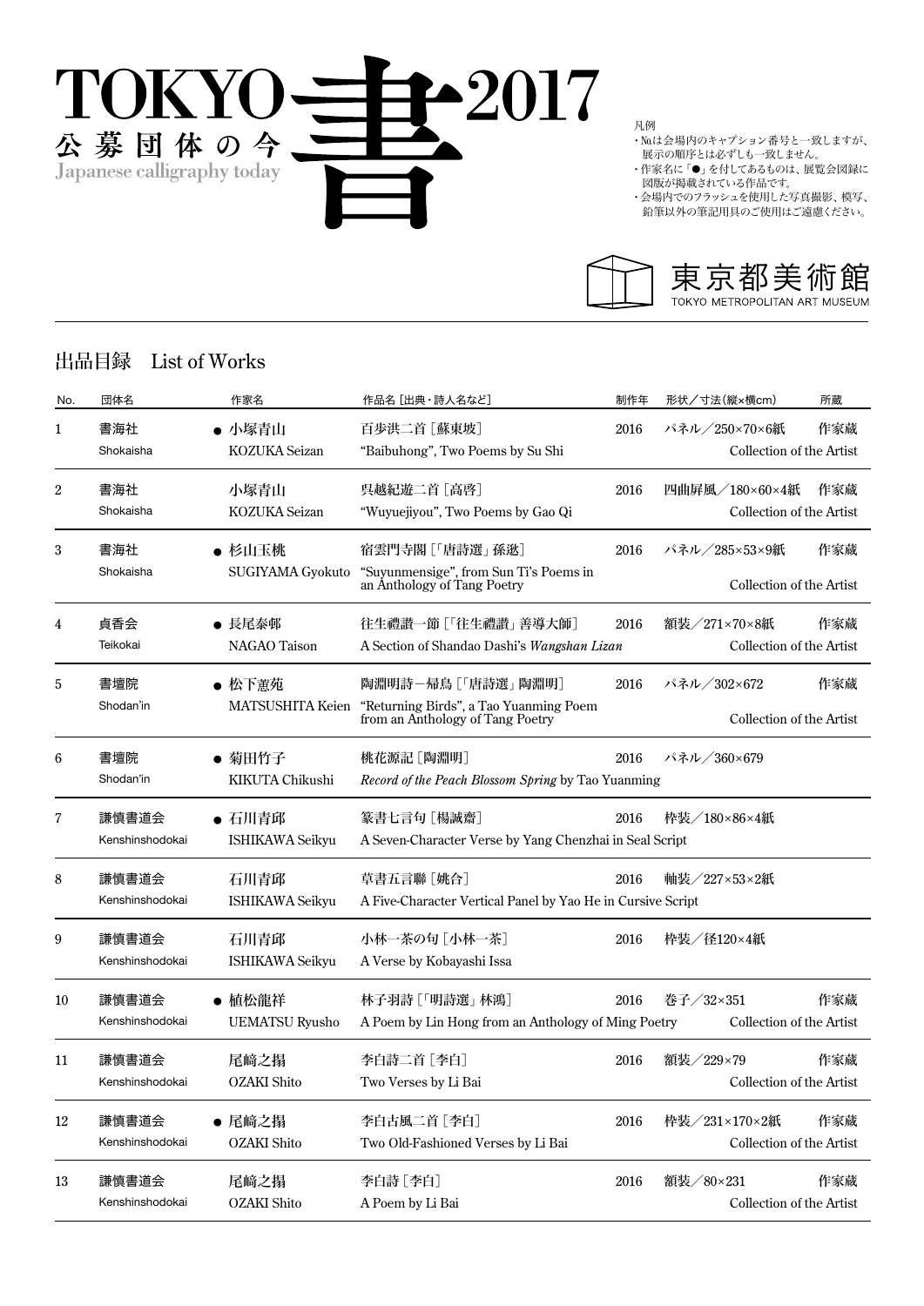# TOKYO 書 2017

公募団体の今

Japanese calligraphy today

凡例

・No.は会場内のキャプション番号と一致しますが、展示の順序とは必ずしも一致しません。
・作家名に「●」を付してあるものは、展覧会図録に図版が掲載されている作品です。
・会場内でのフラッシュを使用した写真撮影、模写、鉛筆以外の筆記用具のご使用はご遠慮ください。

東京都美術館
TOKYO METROPOLITAN ART MUSEUM

## 出品目録　List of Works

| No. | 団体名 | 作家名 | 作品名［出典・詩人名など］ | 制作年 | 形状／寸法(縦×横cm) | 所蔵 |
|---|---|---|---|---|---|---|
| 1 | 書海社<br>Shokaisha | ● 小塚青山<br>KOZUKA Seizan | 百歩洪二首［蘇東坡］<br>"Baibuhong", Two Poems by Su Shi | 2016 | パネル／250×70×6紙 | 作家蔵<br>Collection of the Artist |
| 2 | 書海社<br>Shokaisha | 小塚青山<br>KOZUKA Seizan | 呉越紀遊二首［高啓］<br>"Wuyuejiyou", Two Poems by Gao Qi | 2016 | 四曲屏風／180×60×4紙 | 作家蔵<br>Collection of the Artist |
| 3 | 書海社<br>Shokaisha | ● 杉山玉桃<br>SUGIYAMA Gyokuto | 宿雲門寺閣［「唐詩選」孫逖］<br>"Suyunmensige", from Sun Ti's Poems in an Anthology of Tang Poetry | 2016 | パネル／285×53×9紙 | 作家蔵<br>Collection of the Artist |
| 4 | 貞香会<br>Teikokai | ● 長尾泰邨<br>NAGAO Taison | 往生禮讃一節［「往生禮讃」善導大師］<br>A Section of Shandao Dashi's *Wangshan Lizan* | 2016 | 額装／271×70×8紙 | 作家蔵<br>Collection of the Artist |
| 5 | 書壇院<br>Shodan'in | ● 松下蕙苑<br>MATSUSHITA Keien | 陶淵明詩－帰鳥［「唐詩選」陶淵明］<br>"Returning Birds", a Tao Yuanming Poem from an Anthology of Tang Poetry | 2016 | パネル／302×672 | 作家蔵<br>Collection of the Artist |
| 6 | 書壇院<br>Shodan'in | ● 菊田竹子<br>KIKUTA Chikushi | 桃花源記［陶淵明］<br>*Record of the Peach Blossom Spring* by Tao Yuanming | 2016 | パネル／360×679 | |
| 7 | 謙慎書道会<br>Kenshinshodokai | ● 石川青邱<br>ISHIKAWA Seikyu | 篆書七言句［楊誠齋］<br>A Seven-Character Verse by Yang Chenzhai in Seal Script | 2016 | 枠装／180×86×4紙 | |
| 8 | 謙慎書道会<br>Kenshinshodokai | 石川青邱<br>ISHIKAWA Seikyu | 草書五言聯［姚合］<br>A Five-Character Vertical Panel by Yao He in Cursive Script | 2016 | 軸装／227×53×2紙 | |
| 9 | 謙慎書道会<br>Kenshinshodokai | 石川青邱<br>ISHIKAWA Seikyu | 小林一茶の句［小林一茶］<br>A Verse by Kobayashi Issa | 2016 | 枠装／径120×4紙 | |
| 10 | 謙慎書道会<br>Kenshinshodokai | ● 植松龍祥<br>UEMATSU Ryusho | 林子羽詩［「明詩選」林鴻］<br>A Poem by Lin Hong from an Anthology of Ming Poetry | 2016 | 巻子／32×351 | 作家蔵<br>Collection of the Artist |
| 11 | 謙慎書道会<br>Kenshinshodokai | 尾﨑之揚<br>OZAKI Shito | 李白詩二首［李白］<br>Two Verses by Li Bai | 2016 | 額装／229×79 | 作家蔵<br>Collection of the Artist |
| 12 | 謙慎書道会<br>Kenshinshodokai | ● 尾﨑之揚<br>OZAKI Shito | 李白古風二首［李白］<br>Two Old-Fashioned Verses by Li Bai | 2016 | 枠装／231×170×2紙 | 作家蔵<br>Collection of the Artist |
| 13 | 謙慎書道会<br>Kenshinshodokai | 尾﨑之揚<br>OZAKI Shito | 李白詩［李白］<br>A Poem by Li Bai | 2016 | 額装／80×231 | 作家蔵<br>Collection of the Artist |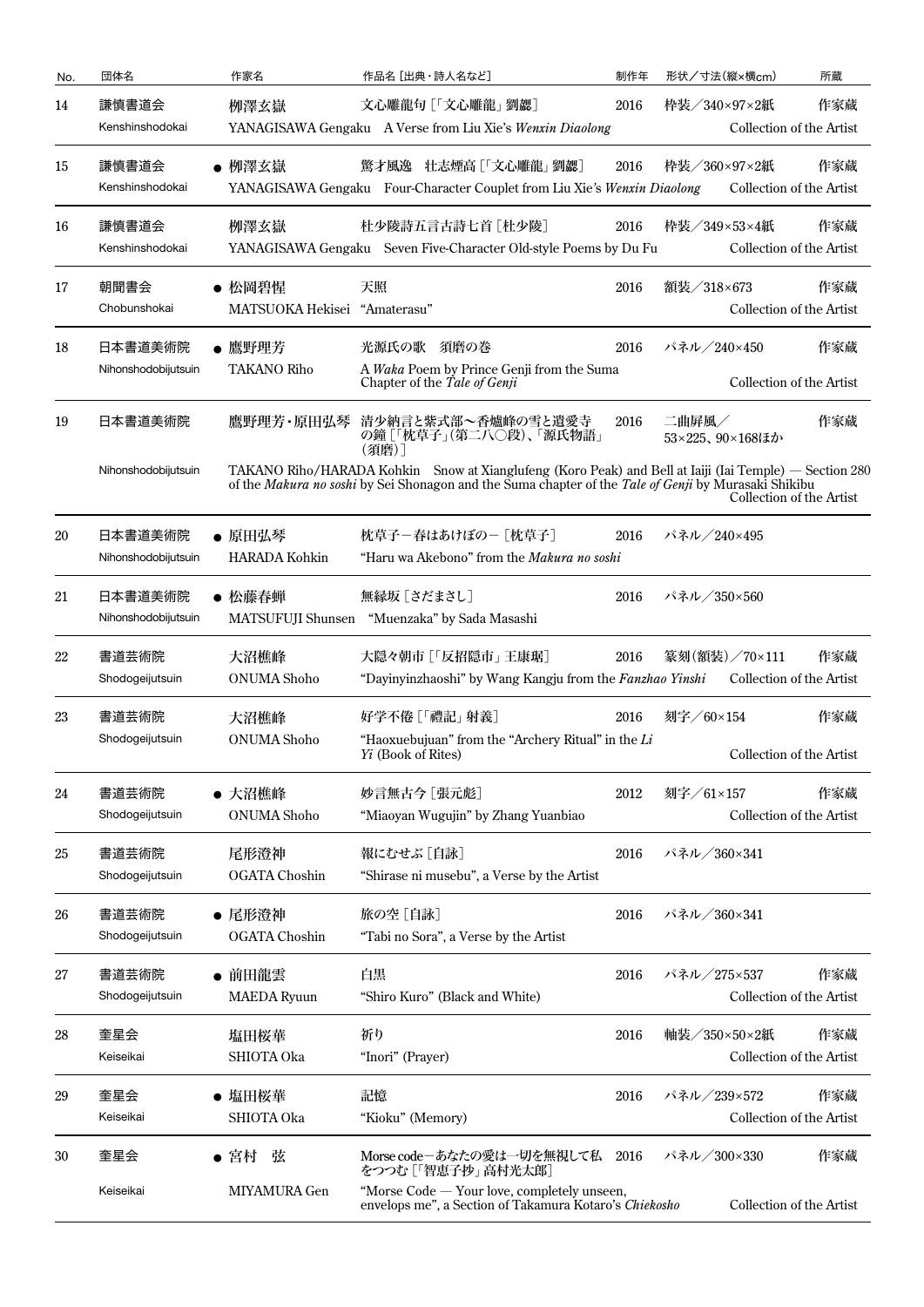| No. | 団体名 | 作家名 | 作品名［出典・詩人名など］ | 制作年 | 形状／寸法(縦×横cm) | 所蔵 |
|---|---|---|---|---|---|---|
| 14 | 謙慎書道会<br>Kenshinshodokai | 栁澤玄嶽<br>YANAGISAWA Gengaku | 文心雕龍句［「文心雕龍」劉勰］<br>A Verse from Liu Xie's *Wenxin Diaolong* | 2016 | 枠装／340×97×2紙 | 作家蔵<br>Collection of the Artist |
| 15 | 謙慎書道会<br>Kenshinshodokai | ● 栁澤玄嶽<br>YANAGISAWA Gengaku | 驚才風逸　壮志煙高［「文心雕龍」劉勰］<br>Four-Character Couplet from Liu Xie's *Wenxin Diaolong* | 2016 | 枠装／360×97×2紙 | 作家蔵<br>Collection of the Artist |
| 16 | 謙慎書道会<br>Kenshinshodokai | 栁澤玄嶽<br>YANAGISAWA Gengaku | 杜少陵詩五言古詩七首［杜少陵］<br>Seven Five-Character Old-style Poems by Du Fu | 2016 | 枠装／349×53×4紙 | 作家蔵<br>Collection of the Artist |
| 17 | 朝聞書会<br>Chobunshokai | ● 松岡碧惺<br>MATSUOKA Hekisei | 天照<br>"Amaterasu" | 2016 | 額装／318×673 | 作家蔵<br>Collection of the Artist |
| 18 | 日本書道美術院<br>Nihonshodobijutsuin | ● 鷹野理芳<br>TAKANO Riho | 光源氏の歌　須磨の巻<br>A *Waka* Poem by Prince Genji from the Suma Chapter of the *Tale of Genji* | 2016 | パネル／240×450 | 作家蔵<br>Collection of the Artist |
| 19 | 日本書道美術院<br>Nihonshodobijutsuin | 鷹野理芳・原田弘琴<br>TAKANO Riho/HARADA Kohkin | 清少納言と紫式部〜香爐峰の雪と遺愛寺の鐘［「枕草子」(第二八〇段)、「源氏物語」(須磨)］<br>Snow at Xianglufeng (Koro Peak) and Bell at Iaiji (Iai Temple) — Section 280 of the *Makura no soshi* by Sei Shonagon and the Suma chapter of the *Tale of Genji* by Murasaki Shikibu | 2016 | 二曲屏風／53×225、90×168ほか | 作家蔵<br>Collection of the Artist |
| 20 | 日本書道美術院<br>Nihonshodobijutsuin | ● 原田弘琴<br>HARADA Kohkin | 枕草子－春はあけぼの－［枕草子］<br>"Haru wa Akebono" from the *Makura no soshi* | 2016 | パネル／240×495 | |
| 21 | 日本書道美術院<br>Nihonshodobijutsuin | ● 松藤春蟬<br>MATSUFUJI Shunsen | 無縁坂［さだまさし］<br>"Muenzaka" by Sada Masashi | 2016 | パネル／350×560 | |
| 22 | 書道芸術院<br>Shodogeijutsuin | 大沼樵峰<br>ONUMA Shoho | 大隠々朝市［「反招隠市」王康琚］<br>"Dayinyinzhaoshi" by Wang Kangju from the *Fanzhao Yinshi* | 2016 | 篆刻(額装)／70×111 | 作家蔵<br>Collection of the Artist |
| 23 | 書道芸術院<br>Shodogeijutsuin | 大沼樵峰<br>ONUMA Shoho | 好学不倦［「禮記」射義］<br>"Haoxuebujuan" from the "Archery Ritual" in the *Li Yi* (Book of Rites) | 2016 | 刻字／60×154 | 作家蔵<br>Collection of the Artist |
| 24 | 書道芸術院<br>Shodogeijutsuin | ● 大沼樵峰<br>ONUMA Shoho | 妙言無古今［張元彪］<br>"Miaoyan Wugujin" by Zhang Yuanbiao | 2012 | 刻字／61×157 | 作家蔵<br>Collection of the Artist |
| 25 | 書道芸術院<br>Shodogeijutsuin | 尾形澄神<br>OGATA Choshin | 報にむせぶ［自詠］<br>"Shirase ni musebu", a Verse by the Artist | 2016 | パネル／360×341 | |
| 26 | 書道芸術院<br>Shodogeijutsuin | ● 尾形澄神<br>OGATA Choshin | 旅の空［自詠］<br>"Tabi no Sora", a Verse by the Artist | 2016 | パネル／360×341 | |
| 27 | 書道芸術院<br>Shodogeijutsuin | ● 前田龍雲<br>MAEDA Ryuun | 白黒<br>"Shiro Kuro" (Black and White) | 2016 | パネル／275×537 | 作家蔵<br>Collection of the Artist |
| 28 | 奎星会<br>Keiseikai | 塩田桜華<br>SHIOTA Oka | 祈り<br>"Inori" (Prayer) | 2016 | 軸装／350×50×2紙 | 作家蔵<br>Collection of the Artist |
| 29 | 奎星会<br>Keiseikai | ● 塩田桜華<br>SHIOTA Oka | 記憶<br>"Kioku" (Memory) | 2016 | パネル／239×572 | 作家蔵<br>Collection of the Artist |
| 30 | 奎星会<br>Keiseikai | ● 宮村　弦<br>MIYAMURA Gen | Morse code－あなたの愛は一切を無視して私をつつむ［「智恵子抄」高村光太郎］<br>"Morse Code — Your love, completely unseen, envelops me", a Section of Takamura Kotaro's *Chiekosho* | 2016 | パネル／300×330 | 作家蔵<br>Collection of the Artist |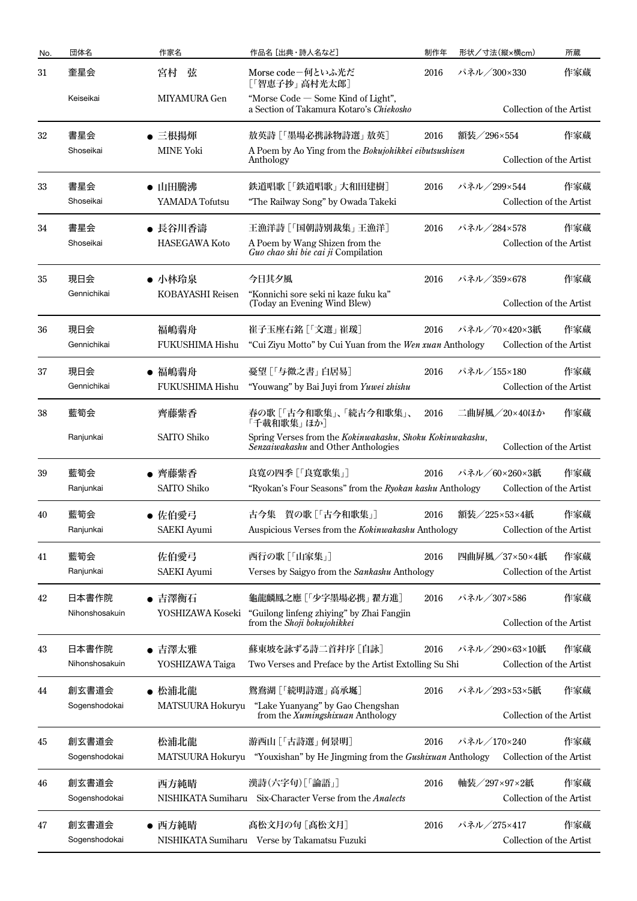| No. | 団体名 | 作家名 | 作品名［出典・詩人名など］ | 制作年 | 形状／寸法（縦×横cm） | 所蔵 |
|---|---|---|---|---|---|---|
| 31 | 奎星会<br>Keiseikai | 宮村　弦<br>MIYAMURA Gen | Morse code－何といふ光だ［「智恵子抄」高村光太郎］<br>"Morse Code — Some Kind of Light", a Section of Takamura Kotaro's *Chiekosho* | 2016 | パネル／300×330 | 作家蔵<br>Collection of the Artist |
| 32 | 書星会<br>Shoseikai | ● 三根揚輝<br>MINE Yoki | 敖英詩［「墨場必携詠物詩選」敖英］<br>A Poem by Ao Ying from the *Bokujohikkei eibutsushisen* Anthology | 2016 | 額装／296×554 | 作家蔵<br>Collection of the Artist |
| 33 | 書星会<br>Shoseikai | ● 山田騰沸<br>YAMADA Tofutsu | 鉄道唱歌［「鉄道唱歌」大和田建樹］<br>"The Railway Song" by Owada Takeki | 2016 | パネル／299×544 | 作家蔵<br>Collection of the Artist |
| 34 | 書星会<br>Shoseikai | ● 長谷川香濤<br>HASEGAWA Koto | 王漁洋詩［「国朝詩別裁集」王漁洋］<br>A Poem by Wang Shizen from the *Guo chao shi bie cai ji* Compilation | 2016 | パネル／284×578 | 作家蔵<br>Collection of the Artist |
| 35 | 現日会<br>Gennichikai | ● 小林玲泉<br>KOBAYASHI Reisen | 今日其夕風<br>"Konnichi sore seki ni kaze fuku ka" (Today an Evening Wind Blew) | 2016 | パネル／359×678 | 作家蔵<br>Collection of the Artist |
| 36 | 現日会<br>Gennichikai | 福嶋翡舟<br>FUKUSHIMA Hishu | 崔子玉座右銘［「文選」崔瑗］<br>"Cui Ziyu Motto" by Cui Yuan from the *Wen xuan* Anthology | 2016 | パネル／70×420×3紙 | 作家蔵<br>Collection of the Artist |
| 37 | 現日会<br>Gennichikai | ● 福嶋翡舟<br>FUKUSHIMA Hishu | 憂望［「与微之書」白居易］<br>"Youwang" by Bai Juyi from *Yuwei zhishu* | 2016 | パネル／155×180 | 作家蔵<br>Collection of the Artist |
| 38 | 藍筍会<br>Ranjunkai | 齊藤紫香<br>SAITO Shiko | 春の歌［「古今和歌集」、「続古今和歌集」、「千載和歌集」ほか］<br>Spring Verses from the *Kokinwakashu*, *Shoku Kokinwakashu*, *Senzaiwakashu* and Other Anthologies | 2016 | 二曲屏風／20×40ほか | 作家蔵<br>Collection of the Artist |
| 39 | 藍筍会<br>Ranjunkai | ● 齊藤紫香<br>SAITO Shiko | 良寛の四季［「良寛歌集」］<br>"Ryokan's Four Seasons" from the *Ryokan kashu* Anthology | 2016 | パネル／60×260×3紙 | 作家蔵<br>Collection of the Artist |
| 40 | 藍筍会<br>Ranjunkai | ● 佐伯愛弓<br>SAEKI Ayumi | 古今集　賀の歌［「古今和歌集」］<br>Auspicious Verses from the *Kokinwakashu* Anthology | 2016 | 額装／225×53×4紙 | 作家蔵<br>Collection of the Artist |
| 41 | 藍筍会<br>Ranjunkai | 佐伯愛弓<br>SAEKI Ayumi | 西行の歌［「山家集」］<br>Verses by Saigyo from the *Sankashu* Anthology | 2016 | 四曲屏風／37×50×4紙 | 作家蔵<br>Collection of the Artist |
| 42 | 日本書作院<br>Nihonshosakuin | ● 吉澤衡石<br>YOSHIZAWA Koseki | 龜龍麟鳳之應［「少字墨場必携」翟方進］<br>"Guilong linfeng zhiying" by Zhai Fangjin from the *Shoji bokujohikkei* | 2016 | パネル／307×586 | 作家蔵<br>Collection of the Artist |
| 43 | 日本書作院<br>Nihonshosakuin | ● 吉澤太雅<br>YOSHIZAWA Taiga | 蘇東坡を詠ずる詩二首并序［自詠］<br>Two Verses and Preface by the Artist Extolling Su Shi | 2016 | パネル／290×63×10紙 | 作家蔵<br>Collection of the Artist |
| 44 | 創玄書道会<br>Sogenshodokai | ● 松浦北龍<br>MATSUURA Hokuryu | 鴛鴦湖［「続明詩選」高承埏］<br>"Lake Yuanyang" by Gao Chengshan from the *Xumingshixuan* Anthology | 2016 | パネル／293×53×5紙 | 作家蔵<br>Collection of the Artist |
| 45 | 創玄書道会<br>Sogenshodokai | 松浦北龍<br>MATSUURA Hokuryu | 游西山［「古詩選」何景明］<br>"Youxishan" by He Jingming from the *Gushixuan* Anthology | 2016 | パネル／170×240 | 作家蔵<br>Collection of the Artist |
| 46 | 創玄書道会<br>Sogenshodokai | 西方純晴<br>NISHIKATA Sumiharu | 漢詩（六字句）［「論語」］<br>Six-Character Verse from the *Analects* | 2016 | 軸装／297×97×2紙 | 作家蔵<br>Collection of the Artist |
| 47 | 創玄書道会<br>Sogenshodokai | ● 西方純晴<br>NISHIKATA Sumiharu | 髙松文月の句［髙松文月］<br>Verse by Takamatsu Fuzuki | 2016 | パネル／275×417 | 作家蔵<br>Collection of the Artist |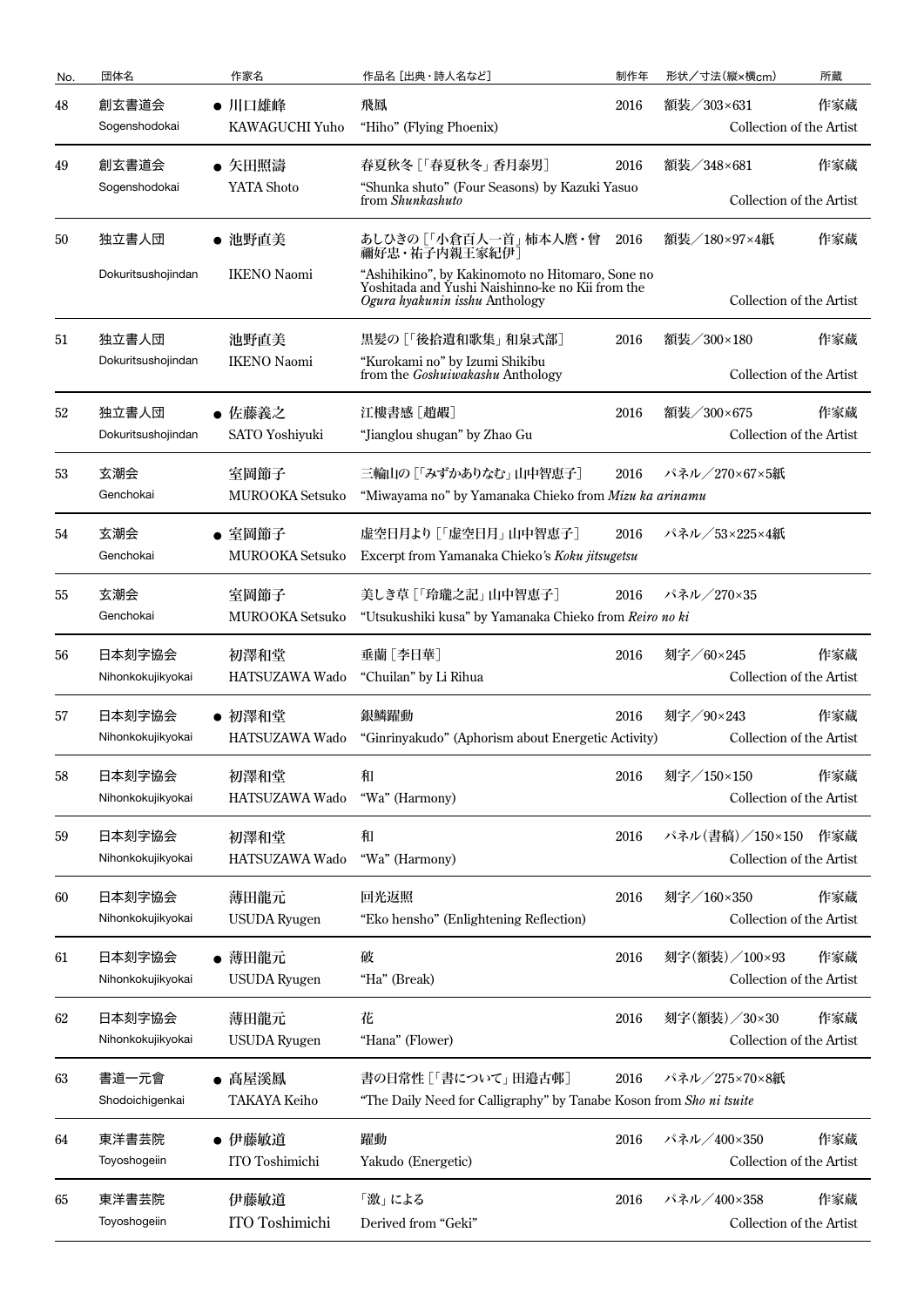| No. | 団体名 | 作家名 | 作品名［出典・詩人名など］ | 制作年 | 形状／寸法（縦×横cm） | 所蔵 |
|---|---|---|---|---|---|---|
| 48 | 創玄書道会<br>Sogenshodokai | ● 川口雄峰<br>KAWAGUCHI Yuho | 飛鳳<br>"Hiho" (Flying Phoenix) | 2016 | 額装／303×631 | 作家蔵<br>Collection of the Artist |
| 49 | 創玄書道会<br>Sogenshodokai | ● 矢田照濤<br>YATA Shoto | 春夏秋冬［「春夏秋冬」香月泰男］<br>"Shunka shuto" (Four Seasons) by Kazuki Yasuo from *Shunkashuto* | 2016 | 額装／348×681 | 作家蔵<br>Collection of the Artist |
| 50 | 独立書人団<br>Dokuritsushojindan | ● 池野直美<br>IKENO Naomi | あしひきの［「小倉百人一首」柿本人麿・曾禰好忠・祐子内親王家紀伊］<br>"Ashihikino", by Kakinomoto no Hitomaro, Sone no Yoshitada and Yushi Naishinno-ke no Kii from the *Ogura hyakunin isshu* Anthology | 2016 | 額装／180×97×4紙 | 作家蔵<br>Collection of the Artist |
| 51 | 独立書人団<br>Dokuritsushojindan | 池野直美<br>IKENO Naomi | 黒髪の［「後拾遺和歌集」和泉式部］<br>"Kurokami no" by Izumi Shikibu from the *Goshuiwakashu* Anthology | 2016 | 額装／300×180 | 作家蔵<br>Collection of the Artist |
| 52 | 独立書人団<br>Dokuritsushojindan | ● 佐藤義之<br>SATO Yoshiyuki | 江樓書感［趙嘏］<br>"Jianglou shugan" by Zhao Gu | 2016 | 額装／300×675 | 作家蔵<br>Collection of the Artist |
| 53 | 玄潮会<br>Genchokai | 室岡節子<br>MUROOKA Setsuko | 三輪山の［「みずかありなむ」山中智恵子］<br>"Miwayama no" by Yamanaka Chieko from *Mizu ka arinamu* | 2016 | パネル／270×67×5紙 | |
| 54 | 玄潮会<br>Genchokai | ● 室岡節子<br>MUROOKA Setsuko | 虚空日月より［「虚空日月」山中智恵子］<br>Excerpt from Yamanaka Chieko's *Koku jitsugetsu* | 2016 | パネル／53×225×4紙 | |
| 55 | 玄潮会<br>Genchokai | 室岡節子<br>MUROOKA Setsuko | 美しき草［「玲瓏之記」山中智恵子］<br>"Utsukushiki kusa" by Yamanaka Chieko from *Reiro no ki* | 2016 | パネル／270×35 | |
| 56 | 日本刻字協会<br>Nihonkokujikyokai | 初澤和堂<br>HATSUZAWA Wado | 垂蘭［李日華］<br>"Chuilan" by Li Rihua | 2016 | 刻字／60×245 | 作家蔵<br>Collection of the Artist |
| 57 | 日本刻字協会<br>Nihonkokujikyokai | ● 初澤和堂<br>HATSUZAWA Wado | 銀鱗躍動<br>"Ginrinyakudo" (Aphorism about Energetic Activity) | 2016 | 刻字／90×243 | 作家蔵<br>Collection of the Artist |
| 58 | 日本刻字協会<br>Nihonkokujikyokai | 初澤和堂<br>HATSUZAWA Wado | 和<br>"Wa" (Harmony) | 2016 | 刻字／150×150 | 作家蔵<br>Collection of the Artist |
| 59 | 日本刻字協会<br>Nihonkokujikyokai | 初澤和堂<br>HATSUZAWA Wado | 和<br>"Wa" (Harmony) | 2016 | パネル（書稿）／150×150 | 作家蔵<br>Collection of the Artist |
| 60 | 日本刻字協会<br>Nihonkokujikyokai | 薄田龍元<br>USUDA Ryugen | 回光返照<br>"Eko hensho" (Enlightening Reflection) | 2016 | 刻字／160×350 | 作家蔵<br>Collection of the Artist |
| 61 | 日本刻字協会<br>Nihonkokujikyokai | ● 薄田龍元<br>USUDA Ryugen | 破<br>"Ha" (Break) | 2016 | 刻字（額装）／100×93 | 作家蔵<br>Collection of the Artist |
| 62 | 日本刻字協会<br>Nihonkokujikyokai | 薄田龍元<br>USUDA Ryugen | 花<br>"Hana" (Flower) | 2016 | 刻字（額装）／30×30 | 作家蔵<br>Collection of the Artist |
| 63 | 書道一元會<br>Shodoichigenkai | ● 髙屋溪鳳<br>TAKAYA Keiho | 書の日常性［「書について」田邉古邨］<br>"The Daily Need for Calligraphy" by Tanabe Koson from *Sho ni tsuite* | 2016 | パネル／275×70×8紙 | |
| 64 | 東洋書芸院<br>Toyoshogeiin | ● 伊藤敏道<br>ITO Toshimichi | 躍動<br>Yakudo (Energetic) | 2016 | パネル／400×350 | 作家蔵<br>Collection of the Artist |
| 65 | 東洋書芸院<br>Toyoshogeiin | 伊藤敏道<br>ITO Toshimichi | 「激」による<br>Derived from "Geki" | 2016 | パネル／400×358 | 作家蔵<br>Collection of the Artist |